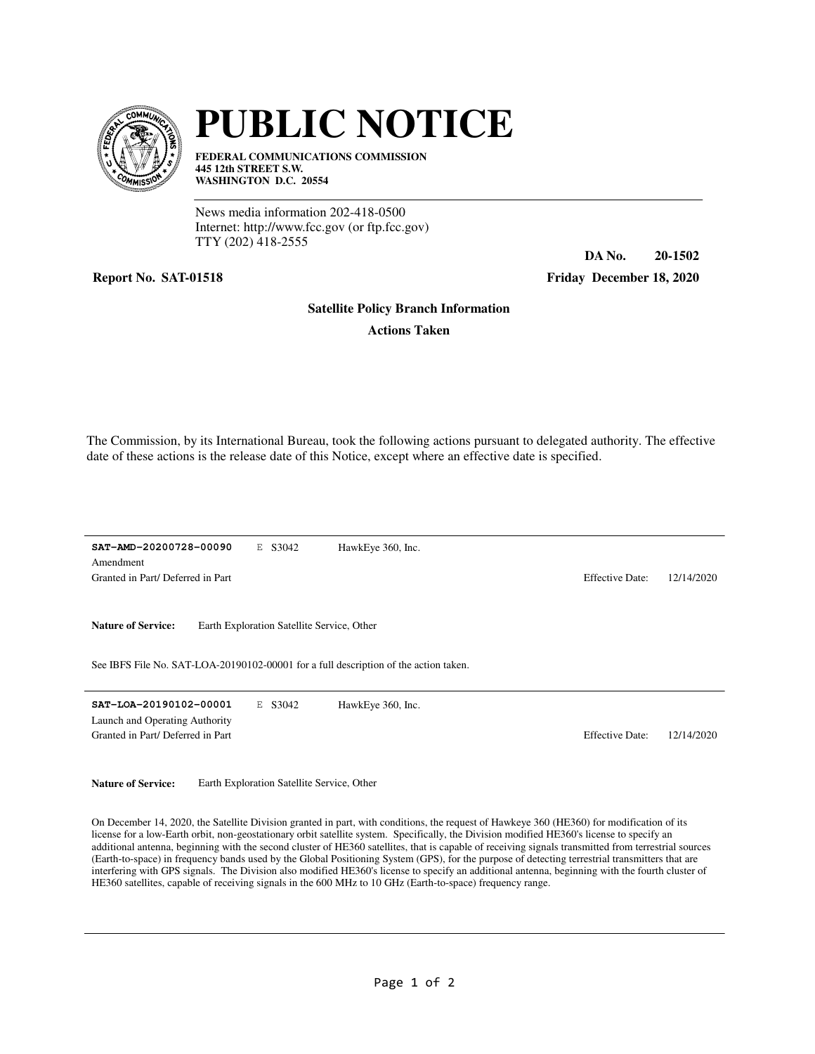# PUBLIC NOTICE

**FEDERAL COMMUNICATIONS COMMISSION**
**445 12th STREET S.W.**
**WASHINGTON D.C. 20554**

News media information 202-418-0500
Internet: http://www.fcc.gov (or ftp.fcc.gov)
TTY (202) 418-2555

**DA No. 20-1502**

**Report No. SAT-01518** **Friday December 18, 2020**

**Satellite Policy Branch Information**

**Actions Taken**

The Commission, by its International Bureau, took the following actions pursuant to delegated authority. The effective date of these actions is the release date of this Notice, except where an effective date is specified.

---

**SAT-AMD-20200728-00090** E S3042 HawkEye 360, Inc.
Amendment
Granted in Part/ Deferred in Part Effective Date: 12/14/2020

**Nature of Service:** Earth Exploration Satellite Service, Other

See IBFS File No. SAT-LOA-20190102-00001 for a full description of the action taken.

---

**SAT-LOA-20190102-00001** E S3042 HawkEye 360, Inc.
Launch and Operating Authority
Granted in Part/ Deferred in Part Effective Date: 12/14/2020

**Nature of Service:** Earth Exploration Satellite Service, Other

On December 14, 2020, the Satellite Division granted in part, with conditions, the request of Hawkeye 360 (HE360) for modification of its license for a low-Earth orbit, non-geostationary orbit satellite system. Specifically, the Division modified HE360's license to specify an additional antenna, beginning with the second cluster of HE360 satellites, that is capable of receiving signals transmitted from terrestrial sources (Earth-to-space) in frequency bands used by the Global Positioning System (GPS), for the purpose of detecting terrestrial transmitters that are interfering with GPS signals. The Division also modified HE360's license to specify an additional antenna, beginning with the fourth cluster of HE360 satellites, capable of receiving signals in the 600 MHz to 10 GHz (Earth-to-space) frequency range.

---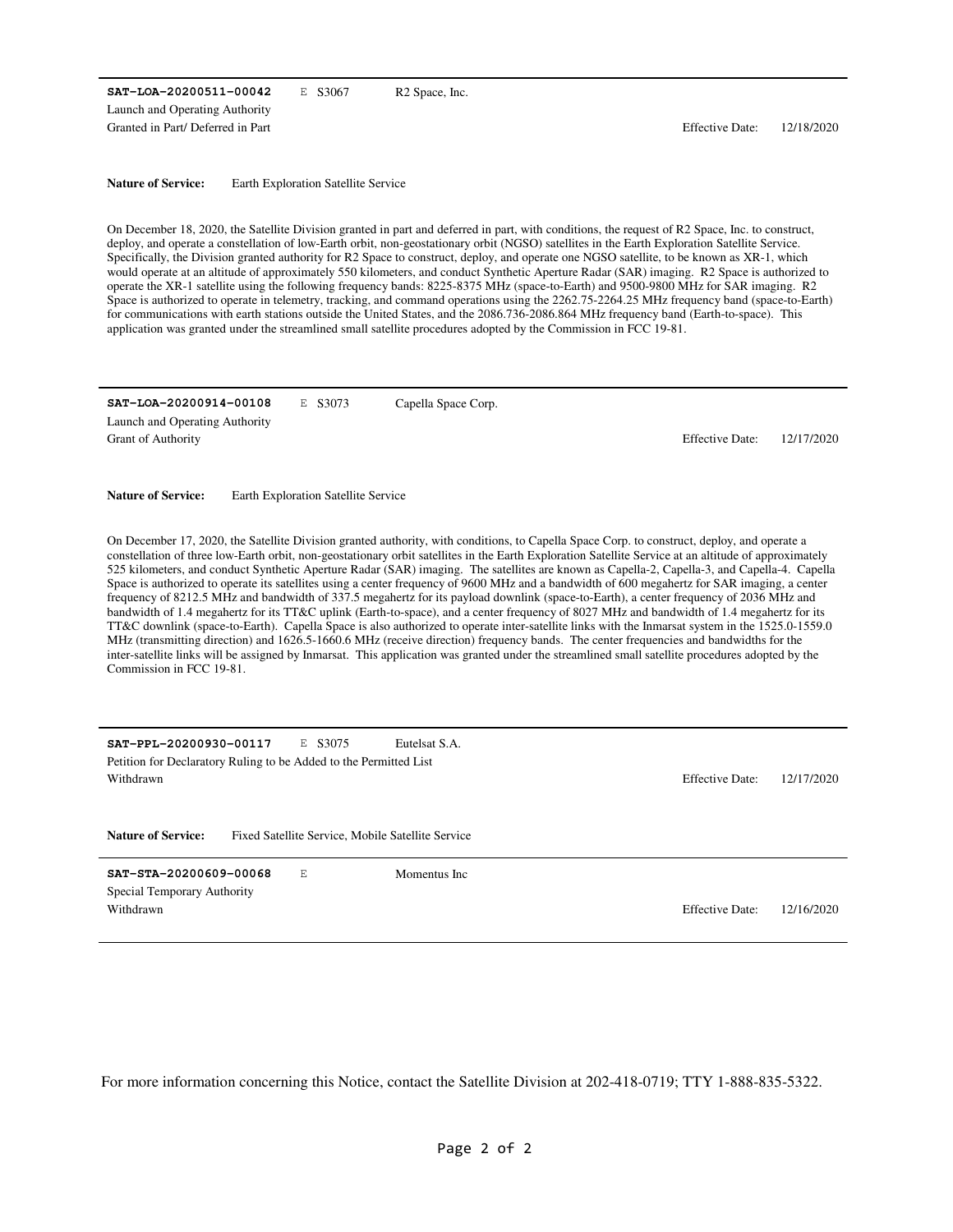**SAT-LOA-20200511-00042** E S3067 R2 Space, Inc.

Launch and Operating Authority

Granted in Part/ Deferred in Part

Effective Date: 12/18/2020

**Nature of Service:** Earth Exploration Satellite Service

On December 18, 2020, the Satellite Division granted in part and deferred in part, with conditions, the request of R2 Space, Inc. to construct, deploy, and operate a constellation of low-Earth orbit, non-geostationary orbit (NGSO) satellites in the Earth Exploration Satellite Service. Specifically, the Division granted authority for R2 Space to construct, deploy, and operate one NGSO satellite, to be known as XR-1, which would operate at an altitude of approximately 550 kilometers, and conduct Synthetic Aperture Radar (SAR) imaging. R2 Space is authorized to operate the XR-1 satellite using the following frequency bands: 8225-8375 MHz (space-to-Earth) and 9500-9800 MHz for SAR imaging. R2 Space is authorized to operate in telemetry, tracking, and command operations using the 2262.75-2264.25 MHz frequency band (space-to-Earth) for communications with earth stations outside the United States, and the 2086.736-2086.864 MHz frequency band (Earth-to-space). This application was granted under the streamlined small satellite procedures adopted by the Commission in FCC 19-81.

---

**SAT-LOA-20200914-00108** E S3073 Capella Space Corp.

Launch and Operating Authority

Grant of Authority

Effective Date: 12/17/2020

**Nature of Service:** Earth Exploration Satellite Service

On December 17, 2020, the Satellite Division granted authority, with conditions, to Capella Space Corp. to construct, deploy, and operate a constellation of three low-Earth orbit, non-geostationary orbit satellites in the Earth Exploration Satellite Service at an altitude of approximately 525 kilometers, and conduct Synthetic Aperture Radar (SAR) imaging. The satellites are known as Capella-2, Capella-3, and Capella-4. Capella Space is authorized to operate its satellites using a center frequency of 9600 MHz and a bandwidth of 600 megahertz for SAR imaging, a center frequency of 8212.5 MHz and bandwidth of 337.5 megahertz for its payload downlink (space-to-Earth), a center frequency of 2036 MHz and bandwidth of 1.4 megahertz for its TT&C uplink (Earth-to-space), and a center frequency of 8027 MHz and bandwidth of 1.4 megahertz for its TT&C downlink (space-to-Earth). Capella Space is also authorized to operate inter-satellite links with the Inmarsat system in the 1525.0-1559.0 MHz (transmitting direction) and 1626.5-1660.6 MHz (receive direction) frequency bands. The center frequencies and bandwidths for the inter-satellite links will be assigned by Inmarsat. This application was granted under the streamlined small satellite procedures adopted by the Commission in FCC 19-81.

---

**SAT-PPL-20200930-00117** E S3075 Eutelsat S.A.

Petition for Declaratory Ruling to be Added to the Permitted List

Withdrawn

Effective Date: 12/17/2020

**Nature of Service:** Fixed Satellite Service, Mobile Satellite Service

---

**SAT-STA-20200609-00068** E Momentus Inc

Special Temporary Authority

Withdrawn

Effective Date: 12/16/2020

---

For more information concerning this Notice, contact the Satellite Division at 202-418-0719; TTY 1-888-835-5322.